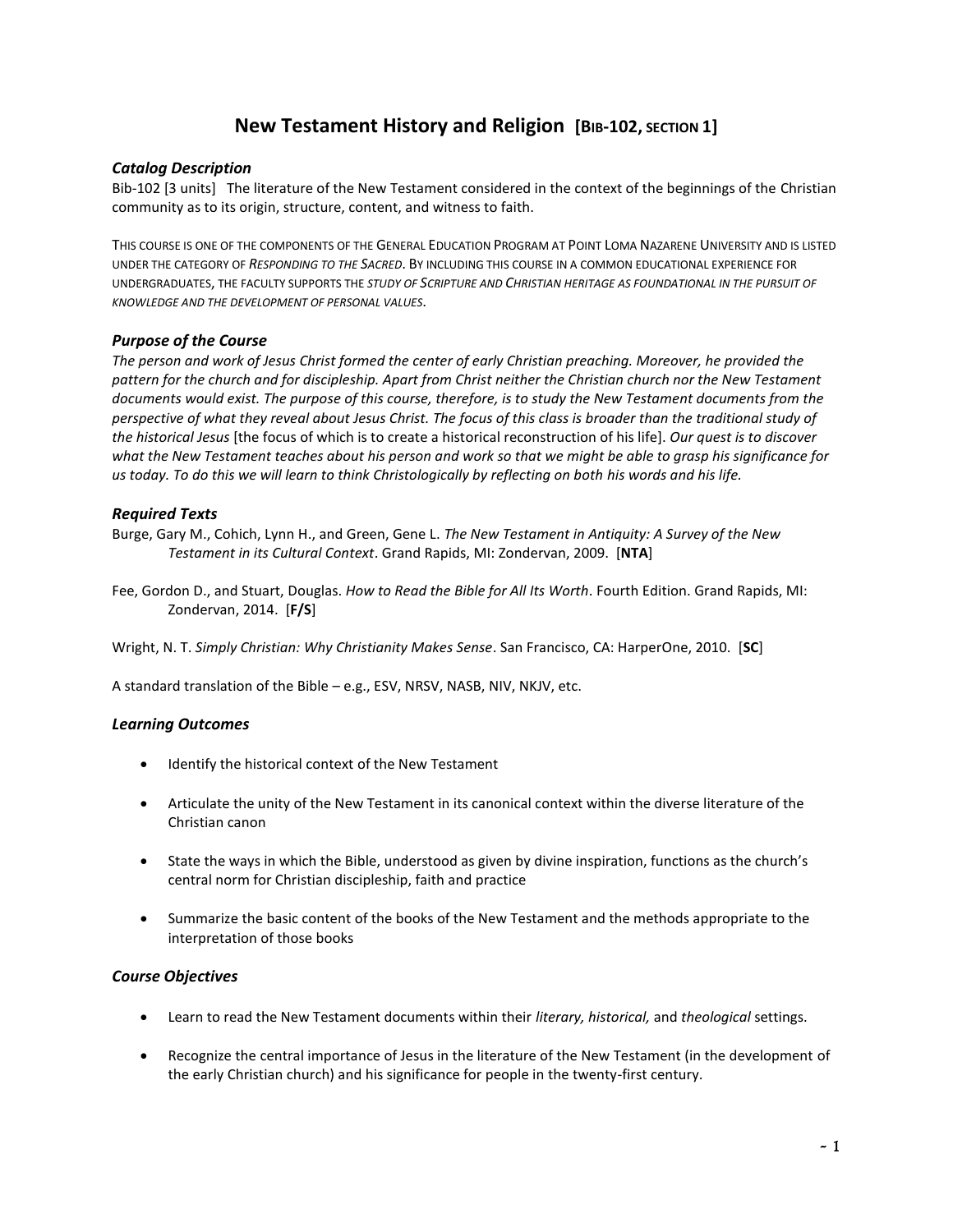# New Testament History and Religion [BIB-102, SECTION 1]

### *Catalog Description*

Bib-102 [3 units] The literature of the New Testament considered in the context of the beginnings of the Christian community as to its origin, structure, content, and witness to faith.

THIS COURSE IS ONE OF THE COMPONENTS OF THE GENERAL EDUCATION PROGRAM AT POINT LOMA NAZARENE UNIVERSITY AND IS LISTED UNDER THE CATEGORY OF *RESPONDING TO THE SACRED*. BY INCLUDING THIS COURSE IN A COMMON EDUCATIONAL EXPERIENCE FOR UNDERGRADUATES, THE FACULTY SUPPORTS THE *STUDY OF SCRIPTURE AND CHRISTIAN HERITAGE AS FOUNDATIONAL IN THE PURSUIT OF KNOWLEDGE AND THE DEVELOPMENT OF PERSONAL VALUES*.

### *Purpose of the Course*

*The person and work of Jesus Christ formed the center of early Christian preaching. Moreover, he provided the pattern for the church and for discipleship. Apart from Christ neither the Christian church nor the New Testament documents would exist. The purpose of this course, therefore, is to study the New Testament documents from the perspective of what they reveal about Jesus Christ. The focus of this class is broader than the traditional study of the historical Jesus* [the focus of which is to create a historical reconstruction of his life]. *Our quest is to discover what the New Testament teaches about his person and work so that we might be able to grasp his significance for us today. To do this we will learn to think Christologically by reflecting on both his words and his life.*

### *Required Texts*

Burge, Gary M., Cohich, Lynn H., and Green, Gene L. *The New Testament in Antiquity: A Survey of the New Testament in its Cultural Context*. Grand Rapids, MI: Zondervan, 2009. [**NTA**]

Fee, Gordon D., and Stuart, Douglas. *How to Read the Bible for All Its Worth*. Fourth Edition. Grand Rapids, MI: Zondervan, 2014. [**F/S**]

Wright, N. T. *Simply Christian: Why Christianity Makes Sense*. San Francisco, CA: HarperOne, 2010. [**SC**]

A standard translation of the Bible – e.g., ESV, NRSV, NASB, NIV, NKJV, etc.

### *Learning Outcomes*

- Identify the historical context of the New Testament
- Articulate the unity of the New Testament in its canonical context within the diverse literature of the Christian canon
- State the ways in which the Bible, understood as given by divine inspiration, functions as the church's central norm for Christian discipleship, faith and practice
- Summarize the basic content of the books of the New Testament and the methods appropriate to the interpretation of those books

### *Course Objectives*

- Learn to read the New Testament documents within their *literary, historical,* and *theological* settings.
- Recognize the central importance of Jesus in the literature of the New Testament (in the development of the early Christian church) and his significance for people in the twenty-first century.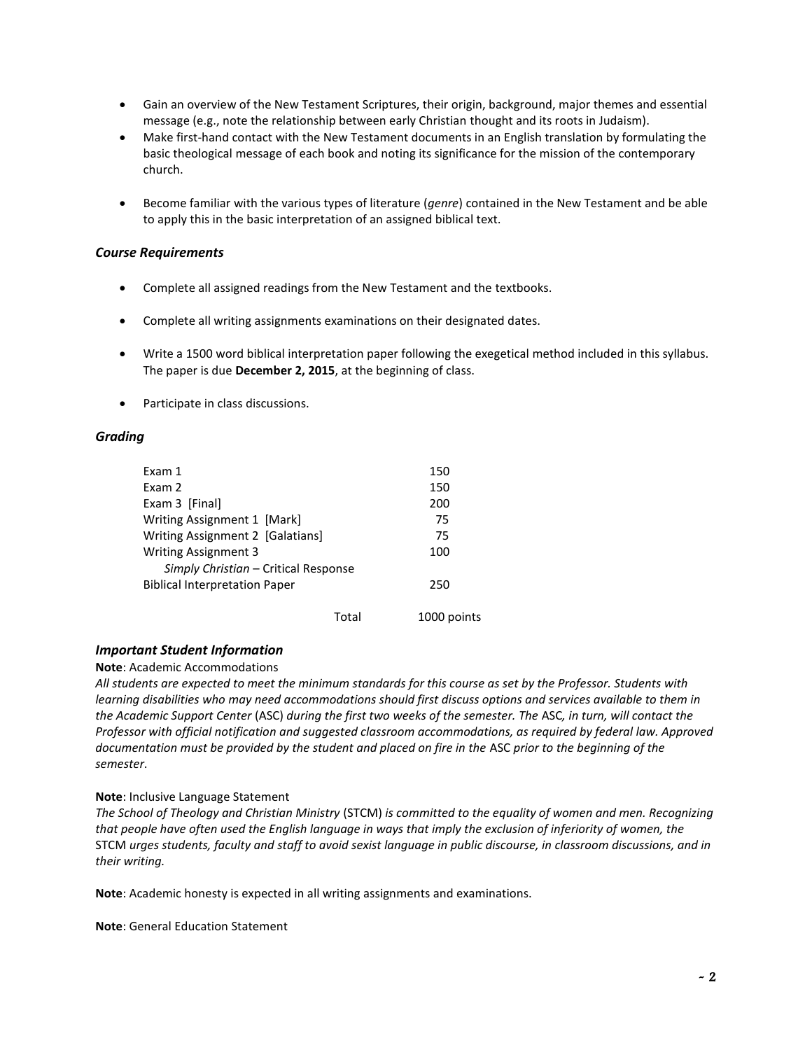- Gain an overview of the New Testament Scriptures, their origin, background, major themes and essential message (e.g., note the relationship between early Christian thought and its roots in Judaism).
- Make first-hand contact with the New Testament documents in an English translation by formulating the basic theological message of each book and noting its significance for the mission of the contemporary church.
- Become familiar with the various types of literature (*genre*) contained in the New Testament and be able to apply this in the basic interpretation of an assigned biblical text.

### *Course Requirements*

- Complete all assigned readings from the New Testament and the textbooks.
- Complete all writing assignments examinations on their designated dates.
- Write a 1500 word biblical interpretation paper following the exegetical method included in this syllabus. The paper is due **December 2, 2015**, at the beginning of class.
- Participate in class discussions.

### *Grading*

| | |
|---|---|
| Exam 1 | 150 |
| Exam 2 | 150 |
| Exam 3 [Final] | 200 |
| Writing Assignment 1 [Mark] | 75 |
| Writing Assignment 2 [Galatians] | 75 |
| Writing Assignment 3<br>*Simply Christian* – Critical Response | 100 |
| Biblical Interpretation Paper | 250 |
| Total | 1000 points |

### *Important Student Information*

**Note**: Academic Accommodations

*All students are expected to meet the minimum standards for this course as set by the Professor. Students with learning disabilities who may need accommodations should first discuss options and services available to them in the Academic Support Center* (ASC) *during the first two weeks of the semester. The* ASC*, in turn, will contact the Professor with official notification and suggested classroom accommodations, as required by federal law. Approved documentation must be provided by the student and placed on fire in the* ASC *prior to the beginning of the semester.*

**Note**: Inclusive Language Statement

*The School of Theology and Christian Ministry* (STCM) *is committed to the equality of women and men. Recognizing that people have often used the English language in ways that imply the exclusion of inferiority of women, the* STCM *urges students, faculty and staff to avoid sexist language in public discourse, in classroom discussions, and in their writing.*

**Note**: Academic honesty is expected in all writing assignments and examinations.

**Note**: General Education Statement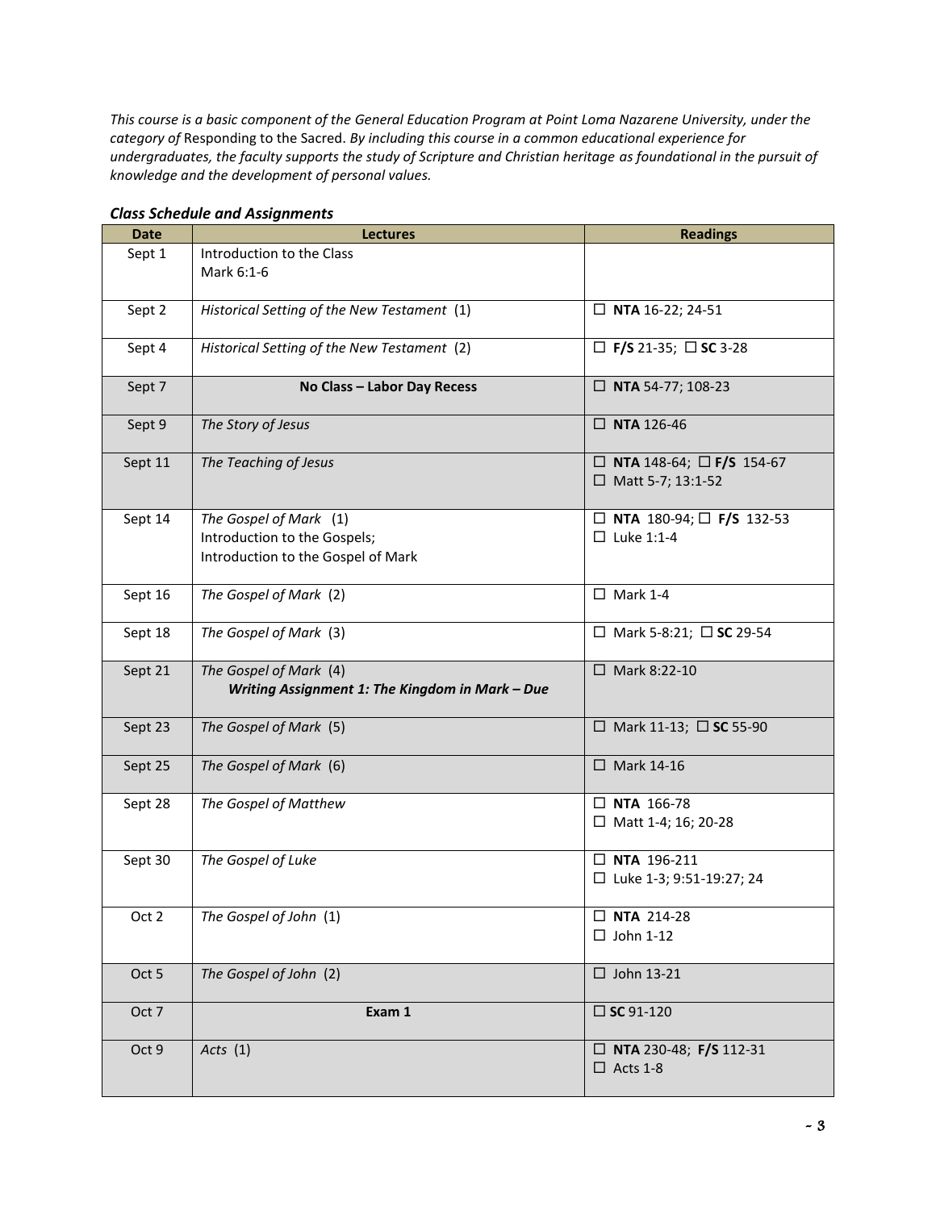*This course is a basic component of the General Education Program at Point Loma Nazarene University, under the category of* Responding to the Sacred. *By including this course in a common educational experience for undergraduates, the faculty supports the study of Scripture and Christian heritage as foundational in the pursuit of knowledge and the development of personal values.*

### *Class Schedule and Assignments*

| Date | Lectures | Readings |
|---|---|---|
| Sept 1 | Introduction to the Class<br>Mark 6:1-6 | |
| Sept 2 | *Historical Setting of the New Testament* (1) | ☐ **NTA** 16-22; 24-51 |
| Sept 4 | *Historical Setting of the New Testament* (2) | ☐ **F/S** 21-35; ☐ **SC** 3-28 |
| Sept 7 | **No Class – Labor Day Recess** | ☐ **NTA** 54-77; 108-23 |
| Sept 9 | *The Story of Jesus* | ☐ **NTA** 126-46 |
| Sept 11 | *The Teaching of Jesus* | ☐ **NTA** 148-64; ☐ **F/S** 154-67<br>☐ Matt 5-7; 13:1-52 |
| Sept 14 | *The Gospel of Mark* (1)<br>Introduction to the Gospels;<br>Introduction to the Gospel of Mark | ☐ **NTA** 180-94; ☐ **F/S** 132-53<br>☐ Luke 1:1-4 |
| Sept 16 | *The Gospel of Mark* (2) | ☐ Mark 1-4 |
| Sept 18 | *The Gospel of Mark* (3) | ☐ Mark 5-8:21; ☐ **SC** 29-54 |
| Sept 21 | *The Gospel of Mark* (4)<br>***Writing Assignment 1: The Kingdom in Mark – Due*** | ☐ Mark 8:22-10 |
| Sept 23 | *The Gospel of Mark* (5) | ☐ Mark 11-13; ☐ **SC** 55-90 |
| Sept 25 | *The Gospel of Mark* (6) | ☐ Mark 14-16 |
| Sept 28 | *The Gospel of Matthew* | ☐ **NTA** 166-78<br>☐ Matt 1-4; 16; 20-28 |
| Sept 30 | *The Gospel of Luke* | ☐ **NTA** 196-211<br>☐ Luke 1-3; 9:51-19:27; 24 |
| Oct 2 | *The Gospel of John* (1) | ☐ **NTA** 214-28<br>☐ John 1-12 |
| Oct 5 | *The Gospel of John* (2) | ☐ John 13-21 |
| Oct 7 | **Exam 1** | ☐ **SC** 91-120 |
| Oct 9 | *Acts* (1) | ☐ **NTA** 230-48; **F/S** 112-31<br>☐ Acts 1-8 |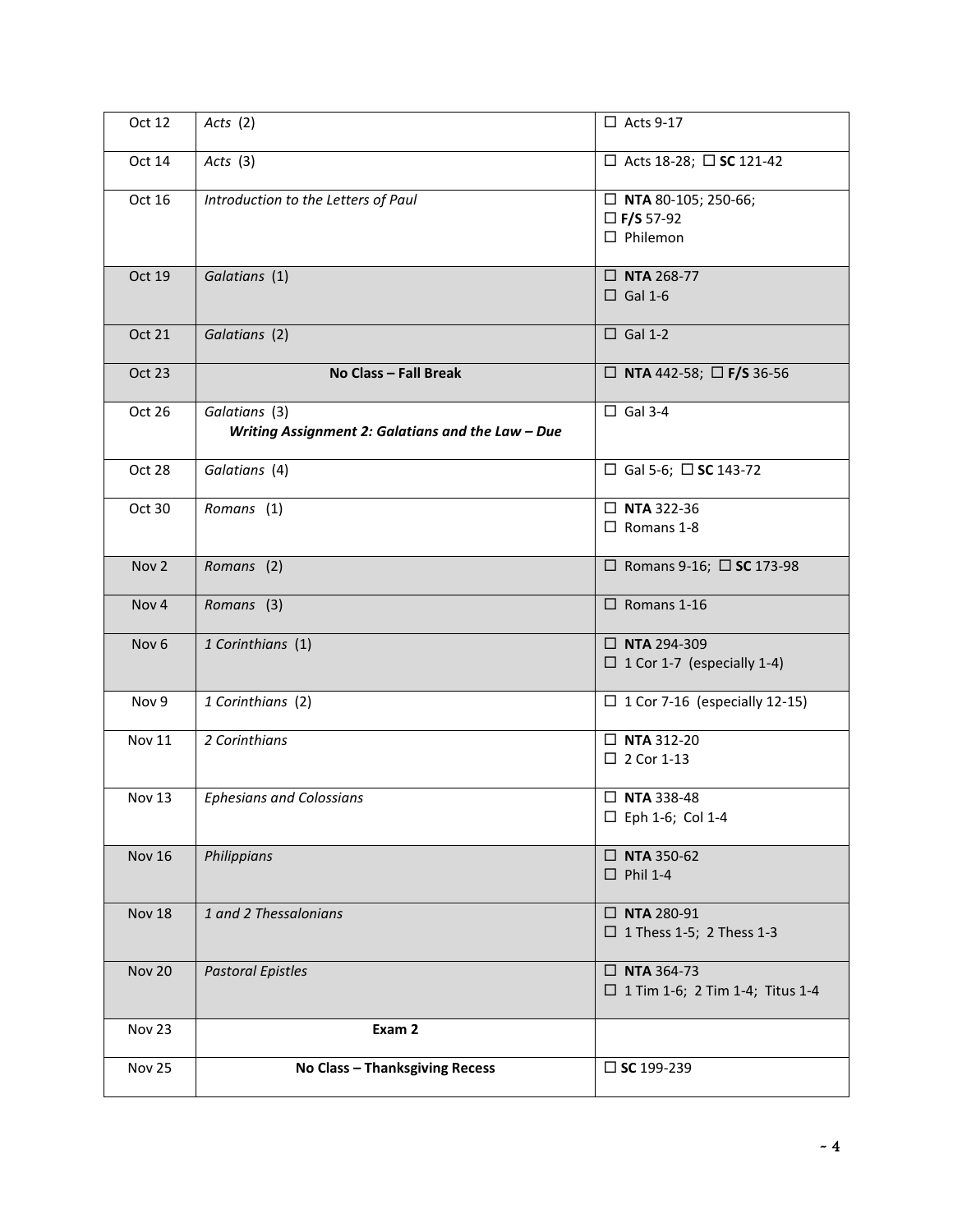| | | |
|---|---|---|
| Oct 12 | *Acts* (2) | ☐ Acts 9-17 |
| Oct 14 | *Acts* (3) | ☐ Acts 18-28; ☐ **SC** 121-42 |
| Oct 16 | *Introduction to the Letters of Paul* | ☐ **NTA** 80-105; 250-66;<br>☐ **F/S** 57-92<br>☐ Philemon |
| Oct 19 | *Galatians* (1) | ☐ **NTA** 268-77<br>☐ Gal 1-6 |
| Oct 21 | *Galatians* (2) | ☐ Gal 1-2 |
| Oct 23 | **No Class – Fall Break** | ☐ **NTA** 442-58; ☐ **F/S** 36-56 |
| Oct 26 | *Galatians* (3)<br>***Writing Assignment 2: Galatians and the Law – Due*** | ☐ Gal 3-4 |
| Oct 28 | *Galatians* (4) | ☐ Gal 5-6; ☐ **SC** 143-72 |
| Oct 30 | *Romans* (1) | ☐ **NTA** 322-36<br>☐ Romans 1-8 |
| Nov 2 | *Romans* (2) | ☐ Romans 9-16; ☐ **SC** 173-98 |
| Nov 4 | *Romans* (3) | ☐ Romans 1-16 |
| Nov 6 | *1 Corinthians* (1) | ☐ **NTA** 294-309<br>☐ 1 Cor 1-7 (especially 1-4) |
| Nov 9 | *1 Corinthians* (2) | ☐ 1 Cor 7-16 (especially 12-15) |
| Nov 11 | *2 Corinthians* | ☐ **NTA** 312-20<br>☐ 2 Cor 1-13 |
| Nov 13 | *Ephesians and Colossians* | ☐ **NTA** 338-48<br>☐ Eph 1-6; Col 1-4 |
| Nov 16 | *Philippians* | ☐ **NTA** 350-62<br>☐ Phil 1-4 |
| Nov 18 | *1 and 2 Thessalonians* | ☐ **NTA** 280-91<br>☐ 1 Thess 1-5; 2 Thess 1-3 |
| Nov 20 | *Pastoral Epistles* | ☐ **NTA** 364-73<br>☐ 1 Tim 1-6; 2 Tim 1-4; Titus 1-4 |
| Nov 23 | **Exam 2** | |
| Nov 25 | **No Class – Thanksgiving Recess** | ☐ **SC** 199-239 |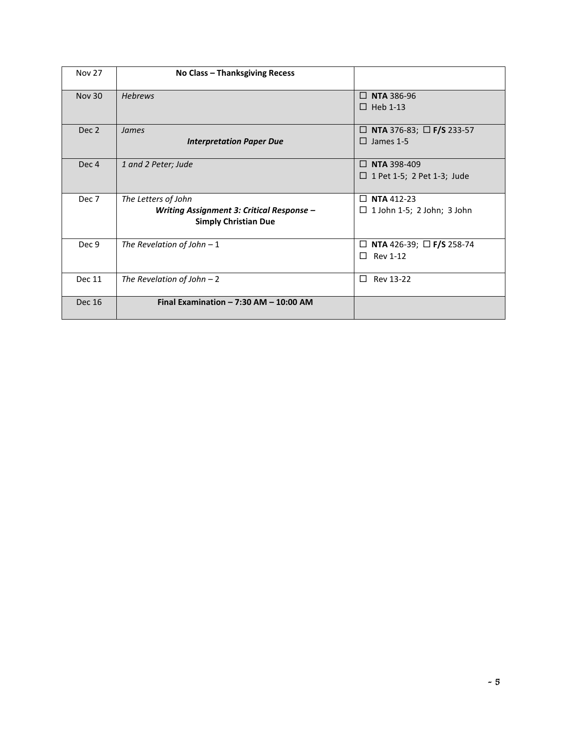| | | |
|---|---|---|
| Nov 27 | **No Class – Thanksgiving Recess** | |
| Nov 30 | *Hebrews* | ☐ **NTA** 386-96<br>☐ Heb 1-13 |
| Dec 2 | *James*<br>***Interpretation Paper Due*** | ☐ **NTA** 376-83; ☐ **F/S** 233-57<br>☐ James 1-5 |
| Dec 4 | *1 and 2 Peter; Jude* | ☐ **NTA** 398-409<br>☐ 1 Pet 1-5; 2 Pet 1-3; Jude |
| Dec 7 | *The Letters of John*<br>***Writing Assignment 3: Critical Response –*** **Simply Christian Due** | ☐ **NTA** 412-23<br>☐ 1 John 1-5; 2 John; 3 John |
| Dec 9 | *The Revelation of John – 1* | ☐ **NTA** 426-39; ☐ **F/S** 258-74<br>☐ Rev 1-12 |
| Dec 11 | *The Revelation of John – 2* | ☐ Rev 13-22 |
| Dec 16 | **Final Examination – 7:30 AM – 10:00 AM** | |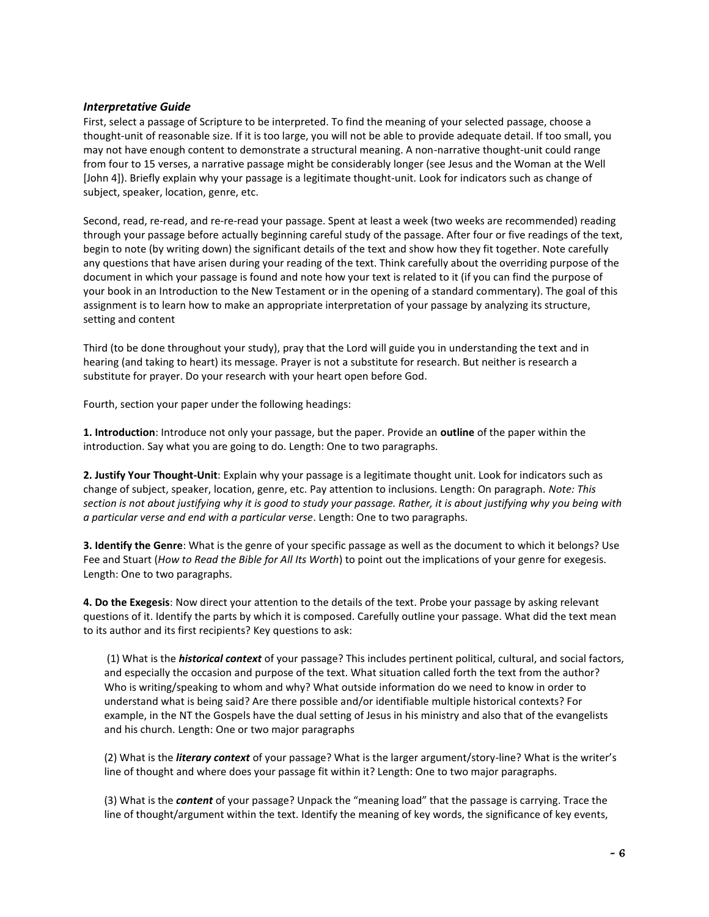### *Interpretative Guide*

First, select a passage of Scripture to be interpreted. To find the meaning of your selected passage, choose a thought-unit of reasonable size. If it is too large, you will not be able to provide adequate detail. If too small, you may not have enough content to demonstrate a structural meaning. A non-narrative thought-unit could range from four to 15 verses, a narrative passage might be considerably longer (see Jesus and the Woman at the Well [John 4]). Briefly explain why your passage is a legitimate thought-unit. Look for indicators such as change of subject, speaker, location, genre, etc.

Second, read, re-read, and re-re-read your passage. Spent at least a week (two weeks are recommended) reading through your passage before actually beginning careful study of the passage. After four or five readings of the text, begin to note (by writing down) the significant details of the text and show how they fit together. Note carefully any questions that have arisen during your reading of the text. Think carefully about the overriding purpose of the document in which your passage is found and note how your text is related to it (if you can find the purpose of your book in an Introduction to the New Testament or in the opening of a standard commentary). The goal of this assignment is to learn how to make an appropriate interpretation of your passage by analyzing its structure, setting and content

Third (to be done throughout your study), pray that the Lord will guide you in understanding the text and in hearing (and taking to heart) its message. Prayer is not a substitute for research. But neither is research a substitute for prayer. Do your research with your heart open before God.

Fourth, section your paper under the following headings:

**1. Introduction**: Introduce not only your passage, but the paper. Provide an **outline** of the paper within the introduction. Say what you are going to do. Length: One to two paragraphs.

**2. Justify Your Thought-Unit**: Explain why your passage is a legitimate thought unit. Look for indicators such as change of subject, speaker, location, genre, etc. Pay attention to inclusions. Length: On paragraph. *Note: This section is not about justifying why it is good to study your passage. Rather, it is about justifying why you being with a particular verse and end with a particular verse*. Length: One to two paragraphs.

**3. Identify the Genre**: What is the genre of your specific passage as well as the document to which it belongs? Use Fee and Stuart (*How to Read the Bible for All Its Worth*) to point out the implications of your genre for exegesis. Length: One to two paragraphs.

**4. Do the Exegesis**: Now direct your attention to the details of the text. Probe your passage by asking relevant questions of it. Identify the parts by which it is composed. Carefully outline your passage. What did the text mean to its author and its first recipients? Key questions to ask:

(1) What is the ***historical context*** of your passage? This includes pertinent political, cultural, and social factors, and especially the occasion and purpose of the text. What situation called forth the text from the author? Who is writing/speaking to whom and why? What outside information do we need to know in order to understand what is being said? Are there possible and/or identifiable multiple historical contexts? For example, in the NT the Gospels have the dual setting of Jesus in his ministry and also that of the evangelists and his church. Length: One or two major paragraphs

(2) What is the ***literary context*** of your passage? What is the larger argument/story-line? What is the writer's line of thought and where does your passage fit within it? Length: One to two major paragraphs.

(3) What is the ***content*** of your passage? Unpack the "meaning load" that the passage is carrying. Trace the line of thought/argument within the text. Identify the meaning of key words, the significance of key events,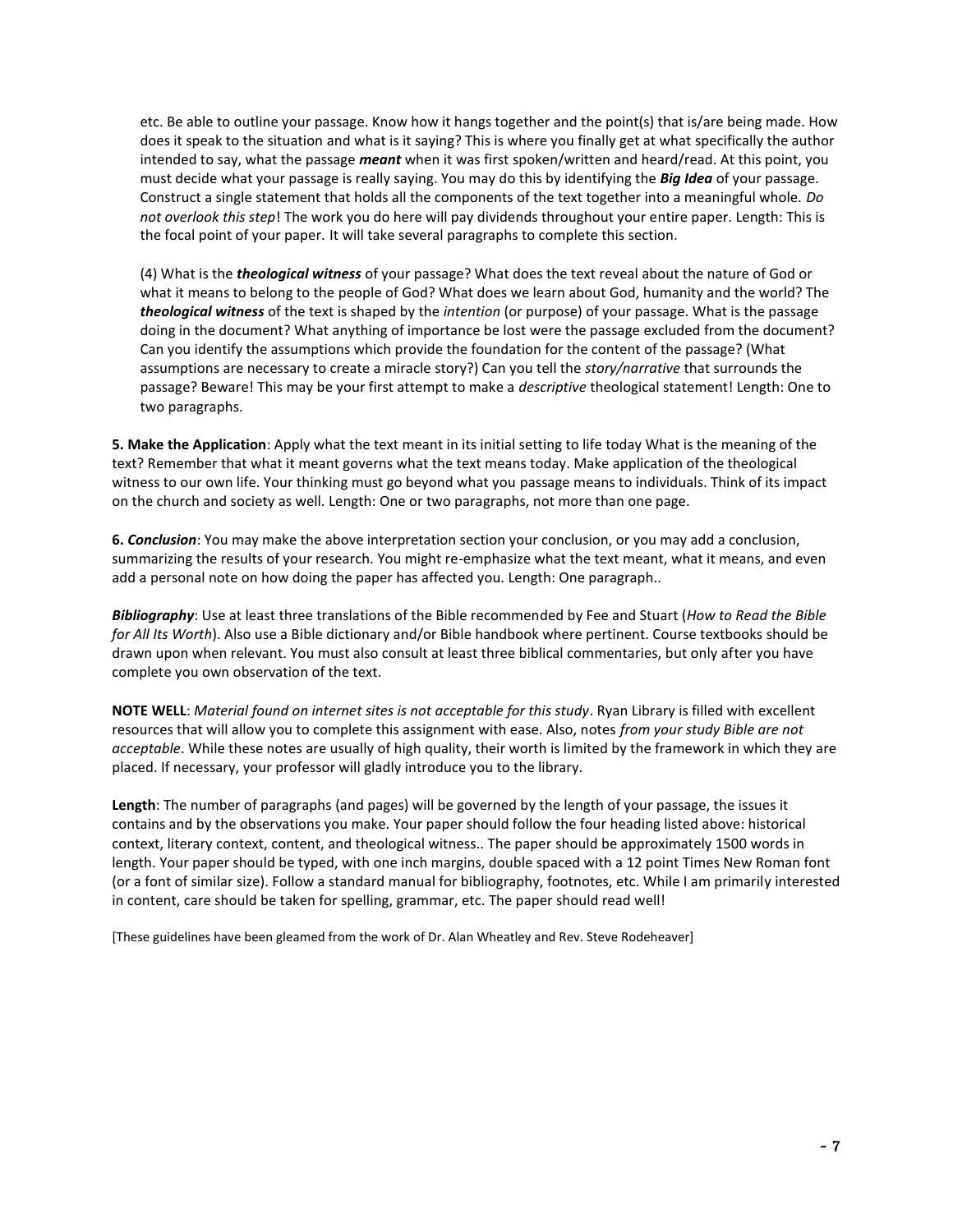etc. Be able to outline your passage. Know how it hangs together and the point(s) that is/are being made. How does it speak to the situation and what is it saying? This is where you finally get at what specifically the author intended to say, what the passage ***meant*** when it was first spoken/written and heard/read. At this point, you must decide what your passage is really saying. You may do this by identifying the ***Big Idea*** of your passage. Construct a single statement that holds all the components of the text together into a meaningful whole. *Do not overlook this step*! The work you do here will pay dividends throughout your entire paper. Length: This is the focal point of your paper. It will take several paragraphs to complete this section.

(4) What is the ***theological witness*** of your passage? What does the text reveal about the nature of God or what it means to belong to the people of God? What does we learn about God, humanity and the world? The ***theological witness*** of the text is shaped by the *intention* (or purpose) of your passage. What is the passage doing in the document? What anything of importance be lost were the passage excluded from the document? Can you identify the assumptions which provide the foundation for the content of the passage? (What assumptions are necessary to create a miracle story?) Can you tell the *story/narrative* that surrounds the passage? Beware! This may be your first attempt to make a *descriptive* theological statement! Length: One to two paragraphs.

**5. Make the Application**: Apply what the text meant in its initial setting to life today What is the meaning of the text? Remember that what it meant governs what the text means today. Make application of the theological witness to our own life. Your thinking must go beyond what you passage means to individuals. Think of its impact on the church and society as well. Length: One or two paragraphs, not more than one page.

**6. *Conclusion***: You may make the above interpretation section your conclusion, or you may add a conclusion, summarizing the results of your research. You might re-emphasize what the text meant, what it means, and even add a personal note on how doing the paper has affected you. Length: One paragraph..

***Bibliography***: Use at least three translations of the Bible recommended by Fee and Stuart (*How to Read the Bible for All Its Worth*). Also use a Bible dictionary and/or Bible handbook where pertinent. Course textbooks should be drawn upon when relevant. You must also consult at least three biblical commentaries, but only after you have complete you own observation of the text.

**NOTE WELL**: *Material found on internet sites is not acceptable for this study*. Ryan Library is filled with excellent resources that will allow you to complete this assignment with ease. Also, notes *from your study Bible are not acceptable*. While these notes are usually of high quality, their worth is limited by the framework in which they are placed. If necessary, your professor will gladly introduce you to the library.

**Length**: The number of paragraphs (and pages) will be governed by the length of your passage, the issues it contains and by the observations you make. Your paper should follow the four heading listed above: historical context, literary context, content, and theological witness.. The paper should be approximately 1500 words in length. Your paper should be typed, with one inch margins, double spaced with a 12 point Times New Roman font (or a font of similar size). Follow a standard manual for bibliography, footnotes, etc. While I am primarily interested in content, care should be taken for spelling, grammar, etc. The paper should read well!

[These guidelines have been gleamed from the work of Dr. Alan Wheatley and Rev. Steve Rodeheaver]